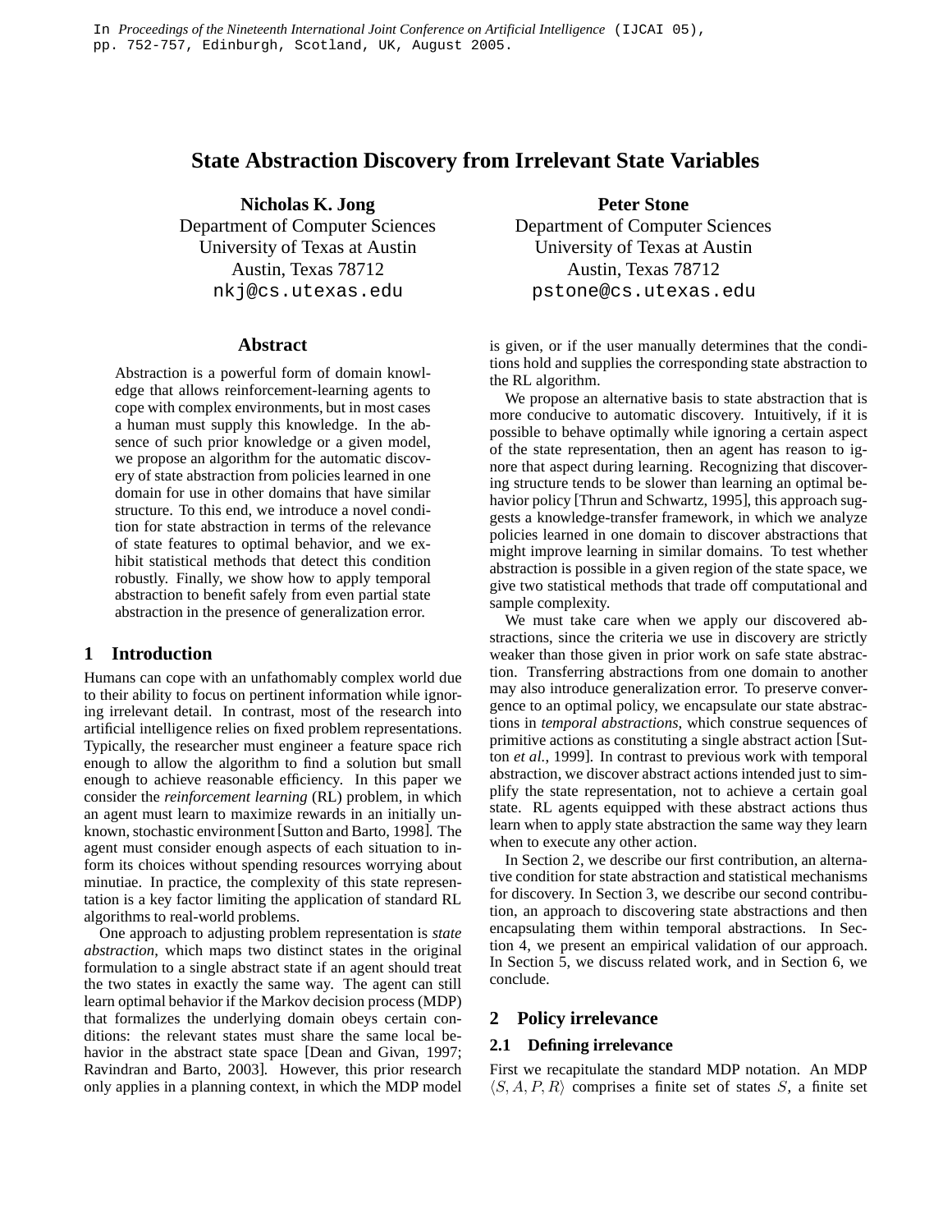In *Proceedings of the Nineteenth International Joint Conference on Artificial Intelligence* (IJCAI 05), pp. 752-757, Edinburgh, Scotland, UK, August 2005.

# State Abstraction Discovery from Irrelevant State Variables

**Nicholas K. Jong**
Department of Computer Sciences
University of Texas at Austin
Austin, Texas 78712
nkj@cs.utexas.edu

**Peter Stone**
Department of Computer Sciences
University of Texas at Austin
Austin, Texas 78712
pstone@cs.utexas.edu

## Abstract

Abstraction is a powerful form of domain knowledge that allows reinforcement-learning agents to cope with complex environments, but in most cases a human must supply this knowledge. In the absence of such prior knowledge or a given model, we propose an algorithm for the automatic discovery of state abstraction from policies learned in one domain for use in other domains that have similar structure. To this end, we introduce a novel condition for state abstraction in terms of the relevance of state features to optimal behavior, and we exhibit statistical methods that detect this condition robustly. Finally, we show how to apply temporal abstraction to benefit safely from even partial state abstraction in the presence of generalization error.

## 1 Introduction

Humans can cope with an unfathomably complex world due to their ability to focus on pertinent information while ignoring irrelevant detail. In contrast, most of the research into artificial intelligence relies on fixed problem representations. Typically, the researcher must engineer a feature space rich enough to allow the algorithm to find a solution but small enough to achieve reasonable efficiency. In this paper we consider the *reinforcement learning* (RL) problem, in which an agent must learn to maximize rewards in an initially unknown, stochastic environment [Sutton and Barto, 1998]. The agent must consider enough aspects of each situation to inform its choices without spending resources worrying about minutiae. In practice, the complexity of this state representation is a key factor limiting the application of standard RL algorithms to real-world problems.

One approach to adjusting problem representation is *state abstraction*, which maps two distinct states in the original formulation to a single abstract state if an agent should treat the two states in exactly the same way. The agent can still learn optimal behavior if the Markov decision process (MDP) that formalizes the underlying domain obeys certain conditions: the relevant states must share the same local behavior in the abstract state space [Dean and Givan, 1997; Ravindran and Barto, 2003]. However, this prior research only applies in a planning context, in which the MDP model is given, or if the user manually determines that the conditions hold and supplies the corresponding state abstraction to the RL algorithm.

We propose an alternative basis to state abstraction that is more conducive to automatic discovery. Intuitively, if it is possible to behave optimally while ignoring a certain aspect of the state representation, then an agent has reason to ignore that aspect during learning. Recognizing that discovering structure tends to be slower than learning an optimal behavior policy [Thrun and Schwartz, 1995], this approach suggests a knowledge-transfer framework, in which we analyze policies learned in one domain to discover abstractions that might improve learning in similar domains. To test whether abstraction is possible in a given region of the state space, we give two statistical methods that trade off computational and sample complexity.

We must take care when we apply our discovered abstractions, since the criteria we use in discovery are strictly weaker than those given in prior work on safe state abstraction. Transferring abstractions from one domain to another may also introduce generalization error. To preserve convergence to an optimal policy, we encapsulate our state abstractions in *temporal abstractions*, which construe sequences of primitive actions as constituting a single abstract action [Sutton *et al.*, 1999]. In contrast to previous work with temporal abstraction, we discover abstract actions intended just to simplify the state representation, not to achieve a certain goal state. RL agents equipped with these abstract actions thus learn when to apply state abstraction the same way they learn when to execute any other action.

In Section 2, we describe our first contribution, an alternative condition for state abstraction and statistical mechanisms for discovery. In Section 3, we describe our second contribution, an approach to discovering state abstractions and then encapsulating them within temporal abstractions. In Section 4, we present an empirical validation of our approach. In Section 5, we discuss related work, and in Section 6, we conclude.

## 2 Policy irrelevance

### 2.1 Defining irrelevance

First we recapitulate the standard MDP notation. An MDP $\langle S, A, P, R \rangle$ comprises a finite set of states $S$, a finite set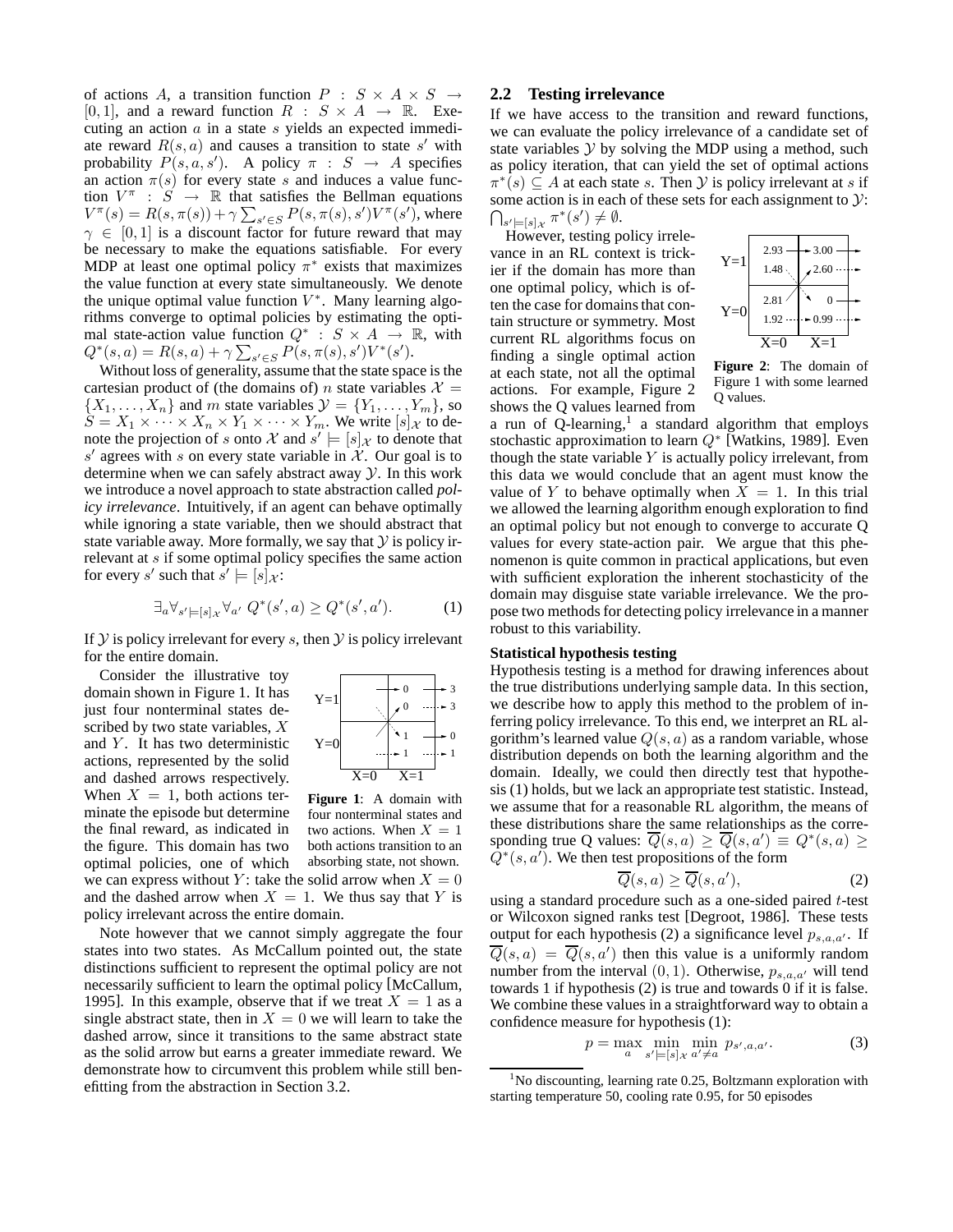of actions $A$, a transition function $P : S \times A \times S \rightarrow [0, 1]$, and a reward function $R : S \times A \rightarrow \mathbb{R}$. Executing an action $a$ in a state $s$ yields an expected immediate reward $R(s, a)$ and causes a transition to state $s'$ with probability $P(s, a, s')$. A policy $\pi : S \rightarrow A$ specifies an action $\pi(s)$ for every state $s$ and induces a value function $V^\pi : S \rightarrow \mathbb{R}$ that satisfies the Bellman equations $V^\pi(s) = R(s, \pi(s)) + \gamma \sum_{s' \in S} P(s, \pi(s), s') V^\pi(s')$, where $\gamma \in [0, 1]$ is a discount factor for future reward that may be necessary to make the equations satisfiable. For every MDP at least one optimal policy $\pi^*$ exists that maximizes the value function at every state simultaneously. We denote the unique optimal value function $V^*$. Many learning algorithms converge to optimal policies by estimating the optimal state-action value function $Q^* : S \times A \rightarrow \mathbb{R}$, with $Q^*(s, a) = R(s, a) + \gamma \sum_{s' \in S} P(s, \pi(s), s') V^*(s')$.

Without loss of generality, assume that the state space is the cartesian product of (the domains of) $n$ state variables $\mathcal{X} = \{X_1, \ldots, X_n\}$ and $m$ state variables $\mathcal{Y} = \{Y_1, \ldots, Y_m\}$, so $S = X_1 \times \cdots \times X_n \times Y_1 \times \cdots \times Y_m$. We write $[s]_\mathcal{X}$ to denote the projection of $s$ onto $\mathcal{X}$ and $s' \models [s]_\mathcal{X}$ to denote that $s'$ agrees with $s$ on every state variable in $\mathcal{X}$. Our goal is to determine when we can safely abstract away $\mathcal{Y}$. In this work we introduce a novel approach to state abstraction called *policy irrelevance*. Intuitively, if an agent can behave optimally while ignoring a state variable, then we should abstract that state variable away. More formally, we say that $\mathcal{Y}$ is policy irrelevant at $s$ if some optimal policy specifies the same action for every $s'$ such that $s' \models [s]_\mathcal{X}$:

$$\exists_a \forall_{s' \models [s]_\mathcal{X}} \forall_{a'} \; Q^*(s', a) \geq Q^*(s', a'). \tag{1}$$

If $\mathcal{Y}$ is policy irrelevant for every $s$, then $\mathcal{Y}$ is policy irrelevant for the entire domain.

Consider the illustrative toy domain shown in Figure 1. It has just four nonterminal states described by two state variables, $X$ and $Y$. It has two deterministic actions, represented by the solid and dashed arrows respectively. When $X = 1$, both actions terminate the episode but determine the final reward, as indicated in the figure. This domain has two optimal policies, one of which we can express without $Y$: take the solid arrow when $X = 0$ and the dashed arrow when $X = 1$. We thus say that $Y$ is policy irrelevant across the entire domain.

**Figure 1**: A domain with four nonterminal states and two actions. When $X = 1$ both actions transition to an absorbing state, not shown.

Note however that we cannot simply aggregate the four states into two states. As McCallum pointed out, the state distinctions sufficient to represent the optimal policy are not necessarily sufficient to learn the optimal policy [McCallum, 1995]. In this example, observe that if we treat $X = 1$ as a single abstract state, then in $X = 0$ we will learn to take the dashed arrow, since it transitions to the same abstract state as the solid arrow but earns a greater immediate reward. We demonstrate how to circumvent this problem while still benefitting from the abstraction in Section 3.2.

## 2.2 Testing irrelevance

If we have access to the transition and reward functions, we can evaluate the policy irrelevance of a candidate set of state variables $\mathcal{Y}$ by solving the MDP using a method, such as policy iteration, that can yield the set of optimal actions $\pi^*(s) \subseteq A$ at each state $s$. Then $\mathcal{Y}$ is policy irrelevant at $s$ if some action is in each of these sets for each assignment to $\mathcal{Y}$: $\bigcap_{s' \models [s]_\mathcal{X}} \pi^*(s') \neq \emptyset$.

However, testing policy irrelevance in an RL context is trickier if the domain has more than one optimal policy, which is often the case for domains that contain structure or symmetry. Most current RL algorithms focus on finding a single optimal action at each state, not all the optimal actions. For example, Figure 2 shows the Q values learned from a run of Q-learning,[1] a standard algorithm that employs stochastic approximation to learn $Q^*$ [Watkins, 1989]. Even though the state variable $Y$ is actually policy irrelevant, from this data we would conclude that an agent must know the value of $Y$ to behave optimally when $X = 1$. In this trial we allowed the learning algorithm enough exploration to find an optimal policy but not enough to converge to accurate Q values for every state-action pair. We argue that this phenomenon is quite common in practical applications, but even with sufficient exploration the inherent stochasticity of the domain may disguise state variable irrelevance. We propose two methods for detecting policy irrelevance in a manner robust to this variability.

**Figure 2**: The domain of Figure 1 with some learned Q values.

**Statistical hypothesis testing**

Hypothesis testing is a method for drawing inferences about the true distributions underlying sample data. In this section, we describe how to apply this method to the problem of inferring policy irrelevance. To this end, we interpret an RL algorithm's learned value $Q(s, a)$ as a random variable, whose distribution depends on both the learning algorithm and the domain. Ideally, we could then directly test that hypothesis (1) holds, but we lack an appropriate test statistic. Instead, we assume that for a reasonable RL algorithm, the means of these distributions share the same relationships as the corresponding true Q values: $\overline{Q}(s, a) \geq \overline{Q}(s, a') \equiv Q^*(s, a) \geq Q^*(s, a')$. We then test propositions of the form

$$\overline{Q}(s, a) \geq \overline{Q}(s, a'), \tag{2}$$

using a standard procedure such as a one-sided paired $t$-test or Wilcoxon signed ranks test [Degroot, 1986]. These tests output for each hypothesis (2) a significance level $p_{s,a,a'}$. If $\overline{Q}(s, a) = \overline{Q}(s, a')$ then this value is a uniformly random number from the interval $(0, 1)$. Otherwise, $p_{s,a,a'}$ will tend towards 1 if hypothesis (2) is true and towards 0 if it is false. We combine these values in a straightforward way to obtain a confidence measure for hypothesis (1):

$$p = \max_a \min_{s' \models [s]_\mathcal{X}} \min_{a' \neq a} p_{s',a,a'}. \tag{3}$$

[1] No discounting, learning rate 0.25, Boltzmann exploration with starting temperature 50, cooling rate 0.95, for 50 episodes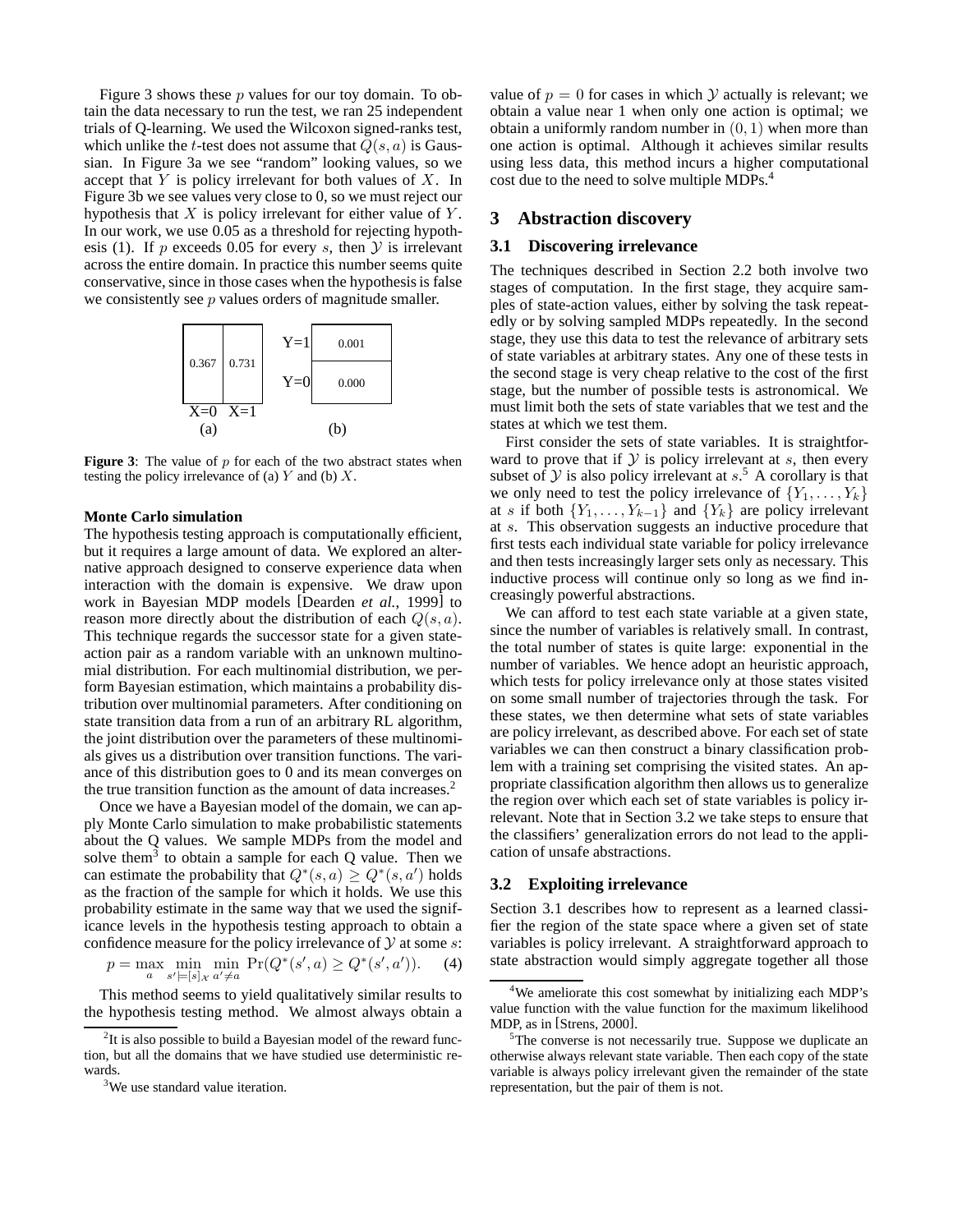Figure 3 shows these $p$ values for our toy domain. To obtain the data necessary to run the test, we ran 25 independent trials of Q-learning. We used the Wilcoxon signed-ranks test, which unlike the $t$-test does not assume that $Q(s, a)$ is Gaussian. In Figure 3a we see "random" looking values, so we accept that $Y$ is policy irrelevant for both values of $X$. In Figure 3b we see values very close to 0, so we must reject our hypothesis that $X$ is policy irrelevant for either value of $Y$. In our work, we use 0.05 as a threshold for rejecting hypothesis (1). If $p$ exceeds 0.05 for every $s$, then $\mathcal{Y}$ is irrelevant across the entire domain. In practice this number seems quite conservative, since in those cases when the hypothesis is false we consistently see $p$ values orders of magnitude smaller.

(a)

| X=0 | X=1 |
|---|---|
| 0.367 | 0.731 |

(b)

| | |
|---|---|
| Y=1 | 0.001 |
| Y=0 | 0.000 |

**Figure 3**: The value of $p$ for each of the two abstract states when testing the policy irrelevance of (a) $Y$ and (b) $X$.

**Monte Carlo simulation**

The hypothesis testing approach is computationally efficient, but it requires a large amount of data. We explored an alternative approach designed to conserve experience data when interaction with the domain is expensive. We draw upon work in Bayesian MDP models [Dearden *et al.*, 1999] to reason more directly about the distribution of each $Q(s, a)$. This technique regards the successor state for a given state-action pair as a random variable with an unknown multinomial distribution. For each multinomial distribution, we perform Bayesian estimation, which maintains a probability distribution over multinomial parameters. After conditioning on state transition data from a run of an arbitrary RL algorithm, the joint distribution over the parameters of these multinomials gives us a distribution over transition functions. The variance of this distribution goes to 0 and its mean converges on the true transition function as the amount of data increases.[2]

Once we have a Bayesian model of the domain, we can apply Monte Carlo simulation to make probabilistic statements about the Q values. We sample MDPs from the model and solve them[3] to obtain a sample for each Q value. Then we can estimate the probability that $Q^*(s, a) \geq Q^*(s, a')$ holds as the fraction of the sample for which it holds. We use this probability estimate in the same way that we used the significance levels in the hypothesis testing approach to obtain a confidence measure for the policy irrelevance of $\mathcal{Y}$ at some $s$:

$$p = \max_{a} \min_{s' \models [s]_{\mathcal{X}}} \min_{a' \neq a} \Pr(Q^*(s', a) \geq Q^*(s', a')). \quad (4)$$

This method seems to yield qualitatively similar results to the hypothesis testing method. We almost always obtain a value of $p = 0$ for cases in which $\mathcal{Y}$ actually is relevant; we obtain a value near 1 when only one action is optimal; we obtain a uniformly random number in $(0, 1)$ when more than one action is optimal. Although it achieves similar results using less data, this method incurs a higher computational cost due to the need to solve multiple MDPs.[4]

## 3 Abstraction discovery

### 3.1 Discovering irrelevance

The techniques described in Section 2.2 both involve two stages of computation. In the first stage, they acquire samples of state-action values, either by solving the task repeatedly or by solving sampled MDPs repeatedly. In the second stage, they use this data to test the relevance of arbitrary sets of state variables at arbitrary states. Any one of these tests in the second stage is very cheap relative to the cost of the first stage, but the number of possible tests is astronomical. We must limit both the sets of state variables that we test and the states at which we test them.

First consider the sets of state variables. It is straightforward to prove that if $\mathcal{Y}$ is policy irrelevant at $s$, then every subset of $\mathcal{Y}$ is also policy irrelevant at $s$.[5] A corollary is that we only need to test the policy irrelevance of $\{Y_1, \ldots, Y_k\}$ at $s$ if both $\{Y_1, \ldots, Y_{k-1}\}$ and $\{Y_k\}$ are policy irrelevant at $s$. This observation suggests an inductive procedure that first tests each individual state variable for policy irrelevance and then tests increasingly larger sets only as necessary. This inductive process will continue only so long as we find increasingly powerful abstractions.

We can afford to test each state variable at a given state, since the number of variables is relatively small. In contrast, the total number of states is quite large: exponential in the number of variables. We hence adopt an heuristic approach, which tests for policy irrelevance only at those states visited on some small number of trajectories through the task. For these states, we then determine what sets of state variables are policy irrelevant, as described above. For each set of state variables we can then construct a binary classification problem with a training set comprising the visited states. An appropriate classification algorithm then allows us to generalize the region over which each set of state variables is policy irrelevant. Note that in Section 3.2 we take steps to ensure that the classifiers' generalization errors do not lead to the application of unsafe abstractions.

### 3.2 Exploiting irrelevance

Section 3.1 describes how to represent as a learned classifier the region of the state space where a given set of state variables is policy irrelevant. A straightforward approach to state abstraction would simply aggregate together all those

[2] It is also possible to build a Bayesian model of the reward function, but all the domains that we have studied use deterministic rewards.

[3] We use standard value iteration.

[4] We ameliorate this cost somewhat by initializing each MDP's value function with the value function for the maximum likelihood MDP, as in [Strens, 2000].

[5] The converse is not necessarily true. Suppose we duplicate an otherwise always relevant state variable. Then each copy of the state variable is always policy irrelevant given the remainder of the state representation, but the pair of them is not.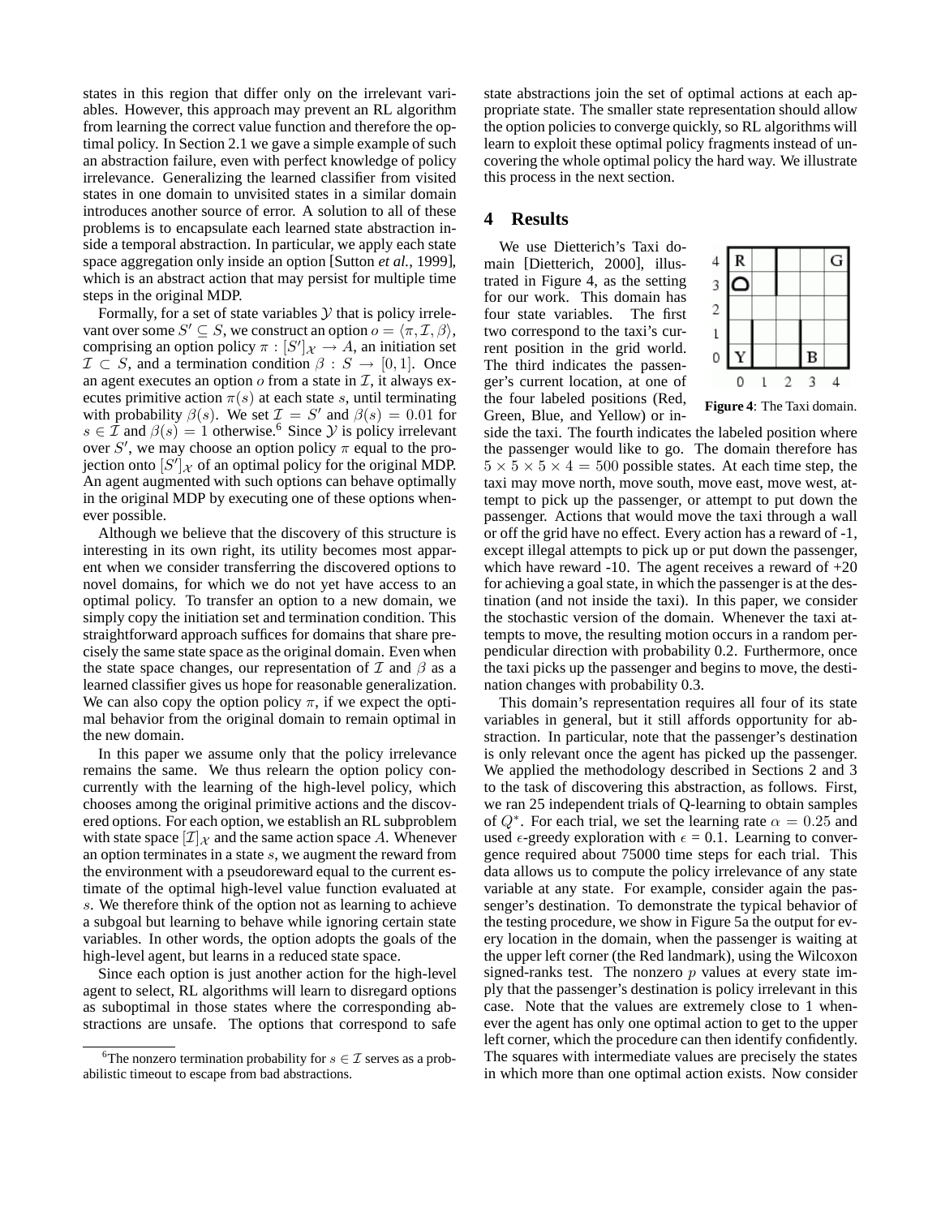states in this region that differ only on the irrelevant variables. However, this approach may prevent an RL algorithm from learning the correct value function and therefore the optimal policy. In Section 2.1 we gave a simple example of such an abstraction failure, even with perfect knowledge of policy irrelevance. Generalizing the learned classifier from visited states in one domain to unvisited states in a similar domain introduces another source of error. A solution to all of these problems is to encapsulate each learned state abstraction inside a temporal abstraction. In particular, we apply each state space aggregation only inside an option [Sutton *et al.*, 1999], which is an abstract action that may persist for multiple time steps in the original MDP.

Formally, for a set of state variables $\mathcal{Y}$ that is policy irrelevant over some $S' \subseteq S$, we construct an option $o = \langle \pi, \mathcal{I}, \beta \rangle$, comprising an option policy $\pi : [S']_{\mathcal{X}} \rightarrow A$, an initiation set $\mathcal{I} \subset S$, and a termination condition $\beta : S \rightarrow [0, 1]$. Once an agent executes an option $o$ from a state in $\mathcal{I}$, it always executes primitive action $\pi(s)$ at each state $s$, until terminating with probability $\beta(s)$. We set $\mathcal{I} = S'$ and $\beta(s) = 0.01$ for $s \in \mathcal{I}$ and $\beta(s) = 1$ otherwise.[6] Since $\mathcal{Y}$ is policy irrelevant over $S'$, we may choose an option policy $\pi$ equal to the projection onto $[S']_{\mathcal{X}}$ of an optimal policy for the original MDP. An agent augmented with such options can behave optimally in the original MDP by executing one of these options whenever possible.

Although we believe that the discovery of this structure is interesting in its own right, its utility becomes most apparent when we consider transferring the discovered options to novel domains, for which we do not yet have access to an optimal policy. To transfer an option to a new domain, we simply copy the initiation set and termination condition. This straightforward approach suffices for domains that share precisely the same state space as the original domain. Even when the state space changes, our representation of $\mathcal{I}$ and $\beta$ as a learned classifier gives us hope for reasonable generalization. We can also copy the option policy $\pi$, if we expect the optimal behavior from the original domain to remain optimal in the new domain.

In this paper we assume only that the policy irrelevance remains the same. We thus relearn the option policy concurrently with the learning of the high-level policy, which chooses among the original primitive actions and the discovered options. For each option, we establish an RL subproblem with state space $[\mathcal{I}]_{\mathcal{X}}$ and the same action space $A$. Whenever an option terminates in a state $s$, we augment the reward from the environment with a pseudoreward equal to the current estimate of the optimal high-level value function evaluated at $s$. We therefore think of the option not as learning to achieve a subgoal but learning to behave while ignoring certain state variables. In other words, the option adopts the goals of the high-level agent, but learns in a reduced state space.

Since each option is just another action for the high-level agent to select, RL algorithms will learn to disregard options as suboptimal in those states where the corresponding abstractions are unsafe. The options that correspond to safe state abstractions join the set of optimal actions at each appropriate state. The smaller state representation should allow the option policies to converge quickly, so RL algorithms will learn to exploit these optimal policy fragments instead of uncovering the whole optimal policy the hard way. We illustrate this process in the next section.

## 4 Results

We use Dietterich's Taxi domain [Dietterich, 2000], illustrated in Figure 4, as the setting for our work. This domain has four state variables. The first two correspond to the taxi's current position in the grid world. The third indicates the passenger's current location, at one of the four labeled positions (Red, Green, Blue, and Yellow) or inside the taxi. The fourth indicates the labeled position where the passenger would like to go. The domain therefore has $5 \times 5 \times 5 \times 4 = 500$ possible states. At each time step, the taxi may move north, move south, move east, move west, attempt to pick up the passenger, or attempt to put down the passenger. Actions that would move the taxi through a wall or off the grid have no effect. Every action has a reward of -1, except illegal attempts to pick up or put down the passenger, which have reward -10. The agent receives a reward of +20 for achieving a goal state, in which the passenger is at the destination (and not inside the taxi). In this paper, we consider the stochastic version of the domain. Whenever the taxi attempts to move, the resulting motion occurs in a random perpendicular direction with probability 0.2. Furthermore, once the taxi picks up the passenger and begins to move, the destination changes with probability 0.3.

**Figure 4**: The Taxi domain.

This domain's representation requires all four of its state variables in general, but it still affords opportunity for abstraction. In particular, note that the passenger's destination is only relevant once the agent has picked up the passenger. We applied the methodology described in Sections 2 and 3 to the task of discovering this abstraction, as follows. First, we ran 25 independent trials of Q-learning to obtain samples of $Q^*$. For each trial, we set the learning rate $\alpha = 0.25$ and used $\epsilon$-greedy exploration with $\epsilon$ = 0.1. Learning to convergence required about 75000 time steps for each trial. This data allows us to compute the policy irrelevance of any state variable at any state. For example, consider again the passenger's destination. To demonstrate the typical behavior of the testing procedure, we show in Figure 5a the output for every location in the domain, when the passenger is waiting at the upper left corner (the Red landmark), using the Wilcoxon signed-ranks test. The nonzero $p$ values at every state imply that the passenger's destination is policy irrelevant in this case. Note that the values are extremely close to 1 whenever the agent has only one optimal action to get to the upper left corner, which the procedure can then identify confidently. The squares with intermediate values are precisely the states in which more than one optimal action exists. Now consider

[6] The nonzero termination probability for $s \in \mathcal{I}$ serves as a probabilistic timeout to escape from bad abstractions.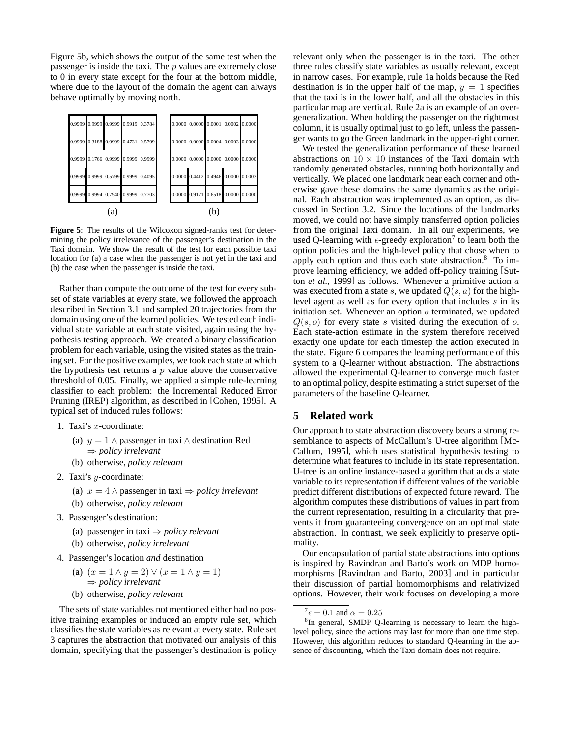Figure 5b, which shows the output of the same test when the passenger is inside the taxi. The $p$ values are extremely close to 0 in every state except for the four at the bottom middle, where due to the layout of the domain the agent can always behave optimally by moving north.

(a)

| | | | | |
|---|---|---|---|---|
| 0.9999 | 0.9999 | 0.9999 | 0.9919 | 0.3784 |
| 0.9999 | 0.3188 | 0.9999 | 0.4731 | 0.5799 |
| 0.9999 | 0.1766 | 0.9999 | 0.9999 | 0.9999 |
| 0.9999 | 0.9999 | 0.5799 | 0.9999 | 0.4095 |
| 0.9999 | 0.9994 | 0.7940 | 0.9999 | 0.7703 |

(b)

| | | | | |
|---|---|---|---|---|
| 0.0000 | 0.0000 | 0.0001 | 0.0002 | 0.0000 |
| 0.0000 | 0.0000 | 0.0004 | 0.0003 | 0.0000 |
| 0.0000 | 0.0000 | 0.0000 | 0.0000 | 0.0000 |
| 0.0000 | 0.4412 | 0.4946 | 0.0000 | 0.0003 |
| 0.0000 | 0.9171 | 0.6518 | 0.0000 | 0.0000 |

**Figure 5**: The results of the Wilcoxon signed-ranks test for determining the policy irrelevance of the passenger's destination in the Taxi domain. We show the result of the test for each possible taxi location for (a) a case when the passenger is not yet in the taxi and (b) the case when the passenger is inside the taxi.

Rather than compute the outcome of the test for every subset of state variables at every state, we followed the approach described in Section 3.1 and sampled 20 trajectories from the domain using one of the learned policies. We tested each individual state variable at each state visited, again using the hypothesis testing approach. We created a binary classification problem for each variable, using the visited states as the training set. For the positive examples, we took each state at which the hypothesis test returns a $p$ value above the conservative threshold of 0.05. Finally, we applied a simple rule-learning classifier to each problem: the Incremental Reduced Error Pruning (IREP) algorithm, as described in [Cohen, 1995]. A typical set of induced rules follows:

1. Taxi's $x$-coordinate:
   (a) $y = 1 \wedge$ passenger in taxi $\wedge$ destination Red $\Rightarrow$ *policy irrelevant*
   (b) otherwise, *policy relevant*
2. Taxi's $y$-coordinate:
   (a) $x = 4 \wedge$ passenger in taxi $\Rightarrow$ *policy irrelevant*
   (b) otherwise, *policy relevant*
3. Passenger's destination:
   (a) passenger in taxi $\Rightarrow$ *policy relevant*
   (b) otherwise, *policy irrelevant*
4. Passenger's location *and* destination
   (a) $(x = 1 \wedge y = 2) \vee (x = 1 \wedge y = 1)$ $\Rightarrow$ *policy irrelevant*
   (b) otherwise, *policy relevant*

The sets of state variables not mentioned either had no positive training examples or induced an empty rule set, which classifies the state variables as relevant at every state. Rule set 3 captures the abstraction that motivated our analysis of this domain, specifying that the passenger's destination is policy relevant only when the passenger is in the taxi. The other three rules classify state variables as usually relevant, except in narrow cases. For example, rule 1a holds because the Red destination is in the upper half of the map, $y = 1$ specifies that the taxi is in the lower half, and all the obstacles in this particular map are vertical. Rule 2a is an example of an overgeneralization. When holding the passenger on the rightmost column, it is usually optimal just to go left, unless the passenger wants to go the Green landmark in the upper-right corner.

We tested the generalization performance of these learned abstractions on $10 \times 10$ instances of the Taxi domain with randomly generated obstacles, running both horizontally and vertically. We placed one landmark near each corner and otherwise gave these domains the same dynamics as the original. Each abstraction was implemented as an option, as discussed in Section 3.2. Since the locations of the landmarks moved, we could not have simply transferred option policies from the original Taxi domain. In all our experiments, we used Q-learning with $\epsilon$-greedy exploration[7] to learn both the option policies and the high-level policy that chose when to apply each option and thus each state abstraction.[8] To improve learning efficiency, we added off-policy training [Sutton *et al.*, 1999] as follows. Whenever a primitive action $a$ was executed from a state $s$, we updated $Q(s, a)$ for the high-level agent as well as for every option that includes $s$ in its initiation set. Whenever an option $o$ terminated, we updated $Q(s, o)$ for every state $s$ visited during the execution of $o$. Each state-action estimate in the system therefore received exactly one update for each timestep the action executed in the state. Figure 6 compares the learning performance of this system to a Q-learner without abstraction. The abstractions allowed the experimental Q-learner to converge much faster to an optimal policy, despite estimating a strict superset of the parameters of the baseline Q-learner.

## 5 Related work

Our approach to state abstraction discovery bears a strong resemblance to aspects of McCallum's U-tree algorithm [McCallum, 1995], which uses statistical hypothesis testing to determine what features to include in its state representation. U-tree is an online instance-based algorithm that adds a state variable to its representation if different values of the variable predict different distributions of expected future reward. The algorithm computes these distributions of values in part from the current representation, resulting in a circularity that prevents it from guaranteeing convergence on an optimal state abstraction. In contrast, we seek explicitly to preserve optimality.

Our encapsulation of partial state abstractions into options is inspired by Ravindran and Barto's work on MDP homomorphisms [Ravindran and Barto, 2003] and in particular their discussion of partial homomorphisms and relativized options. However, their work focuses on developing a more

[7] $\epsilon = 0.1$ and $\alpha = 0.25$

[8] In general, SMDP Q-learning is necessary to learn the high-level policy, since the actions may last for more than one time step. However, this algorithm reduces to standard Q-learning in the absence of discounting, which the Taxi domain does not require.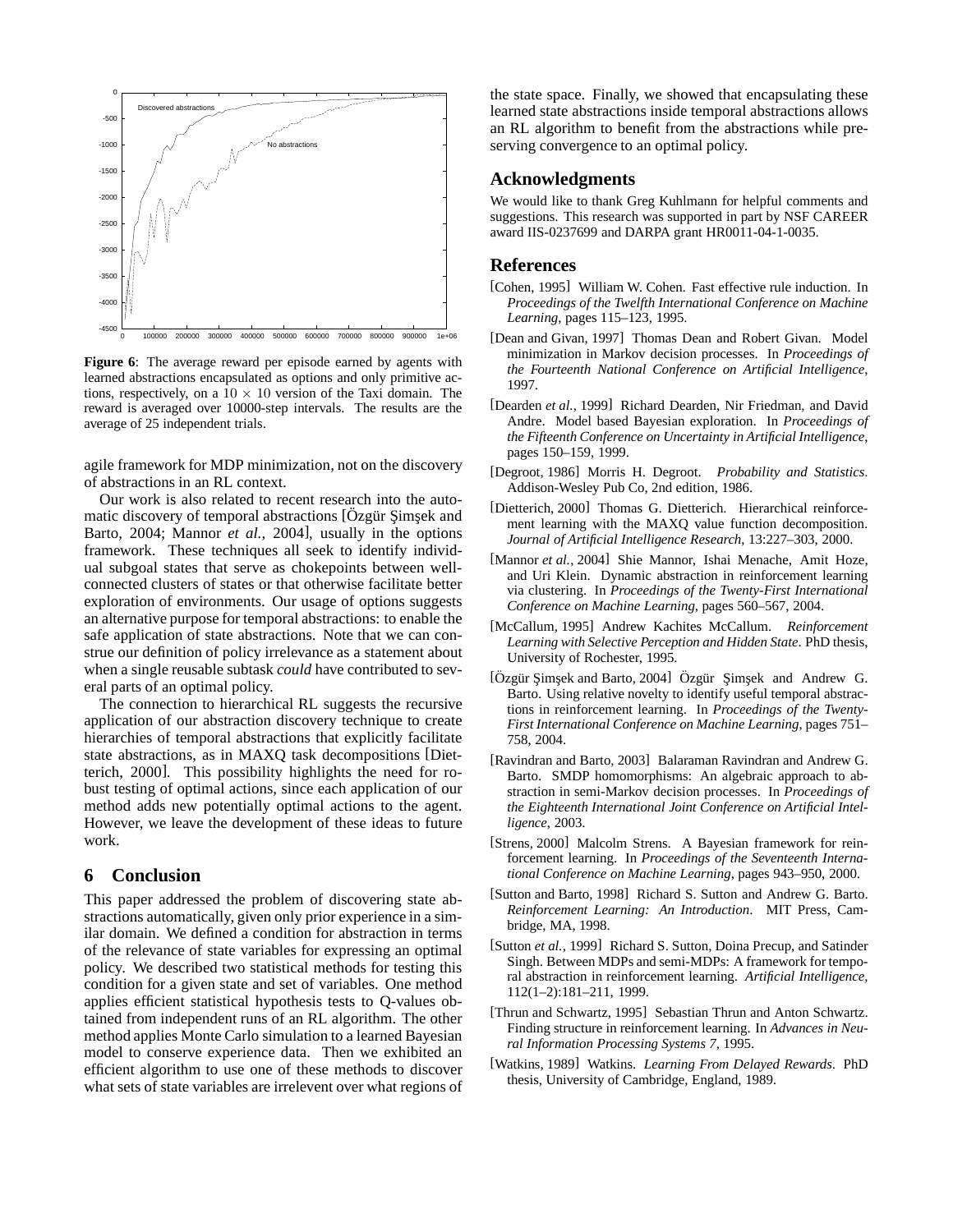0
-500
-1000
-1500
-2000
-2500
-3000
-3500
-4000
-4500
0 100000 200000 300000 400000 500000 600000 700000 800000 900000 1e+06

Discovered abstractions

No abstractions

**Figure 6**: The average reward per episode earned by agents with learned abstractions encapsulated as options and only primitive actions, respectively, on a $10 \times 10$ version of the Taxi domain. The reward is averaged over 10000-step intervals. The results are the average of 25 independent trials.

agile framework for MDP minimization, not on the discovery of abstractions in an RL context.

Our work is also related to recent research into the automatic discovery of temporal abstractions [Özgür Şimşek and Barto, 2004; Mannor *et al.*, 2004], usually in the options framework. These techniques all seek to identify individual subgoal states that serve as chokepoints between well-connected clusters of states or that otherwise facilitate better exploration of environments. Our usage of options suggests an alternative purpose for temporal abstractions: to enable the safe application of state abstractions. Note that we can construe our definition of policy irrelevance as a statement about when a single reusable subtask *could* have contributed to several parts of an optimal policy.

The connection to hierarchical RL suggests the recursive application of our abstraction discovery technique to create hierarchies of temporal abstractions that explicitly facilitate state abstractions, as in MAXQ task decompositions [Dietterich, 2000]. This possibility highlights the need for robust testing of optimal actions, since each application of our method adds new potentially optimal actions to the agent. However, we leave the development of these ideas to future work.

## 6 Conclusion

This paper addressed the problem of discovering state abstractions automatically, given only prior experience in a similar domain. We defined a condition for abstraction in terms of the relevance of state variables for expressing an optimal policy. We described two statistical methods for testing this condition for a given state and set of variables. One method applies efficient statistical hypothesis tests to Q-values obtained from independent runs of an RL algorithm. The other method applies Monte Carlo simulation to a learned Bayesian model to conserve experience data. Then we exhibited an efficient algorithm to use one of these methods to discover what sets of state variables are irrelevent over what regions of the state space. Finally, we showed that encapsulating these learned state abstractions inside temporal abstractions allows an RL algorithm to benefit from the abstractions while preserving convergence to an optimal policy.

## Acknowledgments

We would like to thank Greg Kuhlmann for helpful comments and suggestions. This research was supported in part by NSF CAREER award IIS-0237699 and DARPA grant HR0011-04-1-0035.

## References

[Cohen, 1995] William W. Cohen. Fast effective rule induction. In *Proceedings of the Twelfth International Conference on Machine Learning*, pages 115–123, 1995.

[Dean and Givan, 1997] Thomas Dean and Robert Givan. Model minimization in Markov decision processes. In *Proceedings of the Fourteenth National Conference on Artificial Intelligence*, 1997.

[Dearden *et al.*, 1999] Richard Dearden, Nir Friedman, and David Andre. Model based Bayesian exploration. In *Proceedings of the Fifteenth Conference on Uncertainty in Artificial Intelligence*, pages 150–159, 1999.

[Degroot, 1986] Morris H. Degroot. *Probability and Statistics*. Addison-Wesley Pub Co, 2nd edition, 1986.

[Dietterich, 2000] Thomas G. Dietterich. Hierarchical reinforcement learning with the MAXQ value function decomposition. *Journal of Artificial Intelligence Research*, 13:227–303, 2000.

[Mannor *et al.*, 2004] Shie Mannor, Ishai Menache, Amit Hoze, and Uri Klein. Dynamic abstraction in reinforcement learning via clustering. In *Proceedings of the Twenty-First International Conference on Machine Learning*, pages 560–567, 2004.

[McCallum, 1995] Andrew Kachites McCallum. *Reinforcement Learning with Selective Perception and Hidden State*. PhD thesis, University of Rochester, 1995.

[Özgür Şimşek and Barto, 2004] Özgür Şimşek and Andrew G. Barto. Using relative novelty to identify useful temporal abstractions in reinforcement learning. In *Proceedings of the Twenty-First International Conference on Machine Learning*, pages 751–758, 2004.

[Ravindran and Barto, 2003] Balaraman Ravindran and Andrew G. Barto. SMDP homomorphisms: An algebraic approach to abstraction in semi-Markov decision processes. In *Proceedings of the Eighteenth International Joint Conference on Artificial Intelligence*, 2003.

[Strens, 2000] Malcolm Strens. A Bayesian framework for reinforcement learning. In *Proceedings of the Seventeenth International Conference on Machine Learning*, pages 943–950, 2000.

[Sutton and Barto, 1998] Richard S. Sutton and Andrew G. Barto. *Reinforcement Learning: An Introduction*. MIT Press, Cambridge, MA, 1998.

[Sutton *et al.*, 1999] Richard S. Sutton, Doina Precup, and Satinder Singh. Between MDPs and semi-MDPs: A framework for temporal abstraction in reinforcement learning. *Artificial Intelligence*, 112(1–2):181–211, 1999.

[Thrun and Schwartz, 1995] Sebastian Thrun and Anton Schwartz. Finding structure in reinforcement learning. In *Advances in Neural Information Processing Systems 7*, 1995.

[Watkins, 1989] Watkins. *Learning From Delayed Rewards*. PhD thesis, University of Cambridge, England, 1989.